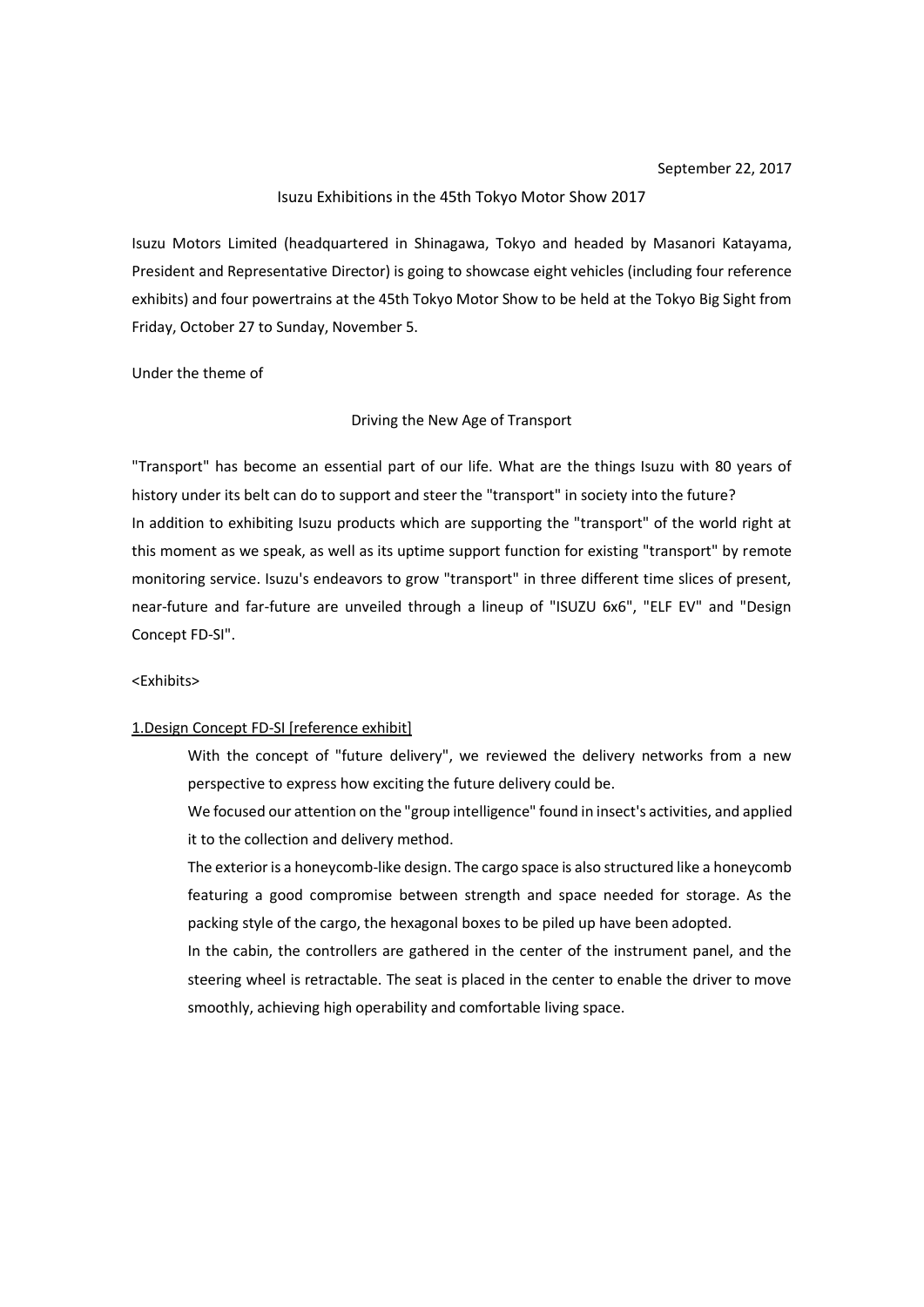September 22, 2017

# Isuzu Exhibitions in the 45th Tokyo Motor Show 2017

Isuzu Motors Limited (headquartered in Shinagawa, Tokyo and headed by Masanori Katayama, President and Representative Director) is going to showcase eight vehicles (including four reference exhibits) and four powertrains at the 45th Tokyo Motor Show to be held at the Tokyo Big Sight from Friday, October 27 to Sunday, November 5.

Under the theme of

Driving the New Age of Transport

"Transport" has become an essential part of our life. What are the things Isuzu with 80 years of history under its belt can do to support and steer the "transport" in society into the future?
In addition to exhibiting Isuzu products which are supporting the "transport" of the world right at this moment as we speak, as well as its uptime support function for existing "transport" by remote monitoring service. Isuzu's endeavors to grow "transport" in three different time slices of present, near-future and far-future are unveiled through a lineup of "ISUZU 6x6", "ELF EV" and "Design Concept FD-SI".

<Exhibits>

## 1.Design Concept FD-SI [reference exhibit]

With the concept of "future delivery", we reviewed the delivery networks from a new perspective to express how exciting the future delivery could be.
We focused our attention on the "group intelligence" found in insect's activities, and applied it to the collection and delivery method.
The exterior is a honeycomb-like design. The cargo space is also structured like a honeycomb featuring a good compromise between strength and space needed for storage. As the packing style of the cargo, the hexagonal boxes to be piled up have been adopted.
In the cabin, the controllers are gathered in the center of the instrument panel, and the steering wheel is retractable. The seat is placed in the center to enable the driver to move smoothly, achieving high operability and comfortable living space.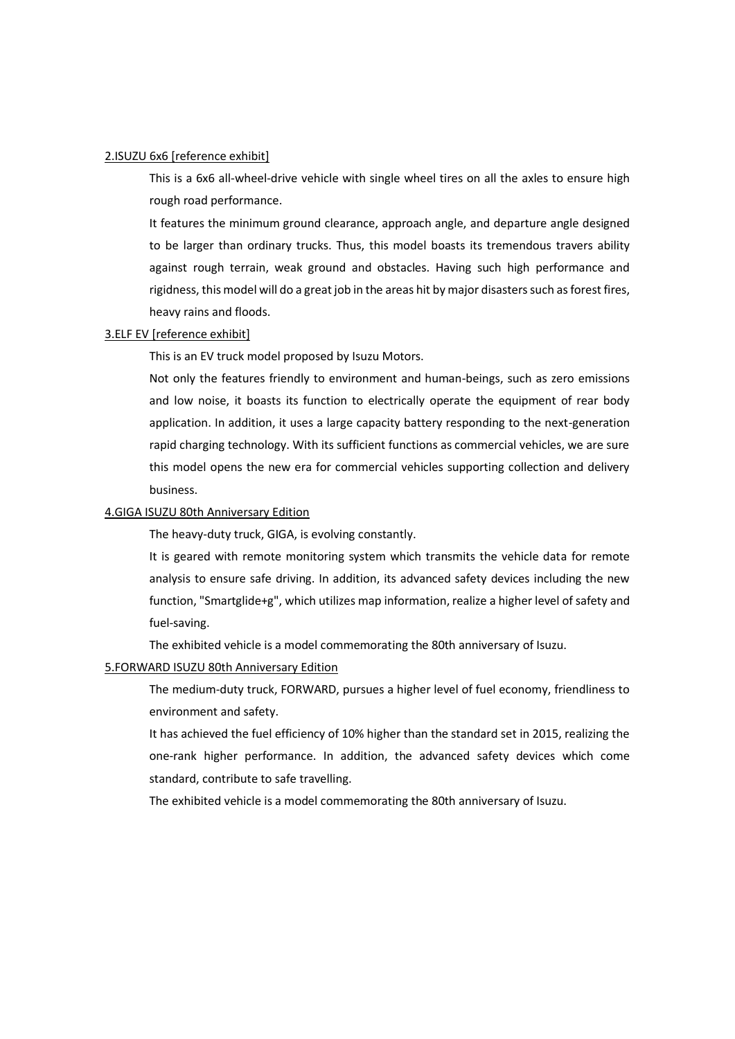2.ISUZU 6x6 [reference exhibit]

This is a 6x6 all-wheel-drive vehicle with single wheel tires on all the axles to ensure high rough road performance.

It features the minimum ground clearance, approach angle, and departure angle designed to be larger than ordinary trucks. Thus, this model boasts its tremendous travers ability against rough terrain, weak ground and obstacles. Having such high performance and rigidness, this model will do a great job in the areas hit by major disasters such as forest fires, heavy rains and floods.

3.ELF EV [reference exhibit]

This is an EV truck model proposed by Isuzu Motors.

Not only the features friendly to environment and human-beings, such as zero emissions and low noise, it boasts its function to electrically operate the equipment of rear body application. In addition, it uses a large capacity battery responding to the next-generation rapid charging technology. With its sufficient functions as commercial vehicles, we are sure this model opens the new era for commercial vehicles supporting collection and delivery business.

4.GIGA ISUZU 80th Anniversary Edition

The heavy-duty truck, GIGA, is evolving constantly.

It is geared with remote monitoring system which transmits the vehicle data for remote analysis to ensure safe driving. In addition, its advanced safety devices including the new function, "Smartglide+g", which utilizes map information, realize a higher level of safety and fuel-saving.

The exhibited vehicle is a model commemorating the 80th anniversary of Isuzu.

5.FORWARD ISUZU 80th Anniversary Edition

The medium-duty truck, FORWARD, pursues a higher level of fuel economy, friendliness to environment and safety.

It has achieved the fuel efficiency of 10% higher than the standard set in 2015, realizing the one-rank higher performance. In addition, the advanced safety devices which come standard, contribute to safe travelling.

The exhibited vehicle is a model commemorating the 80th anniversary of Isuzu.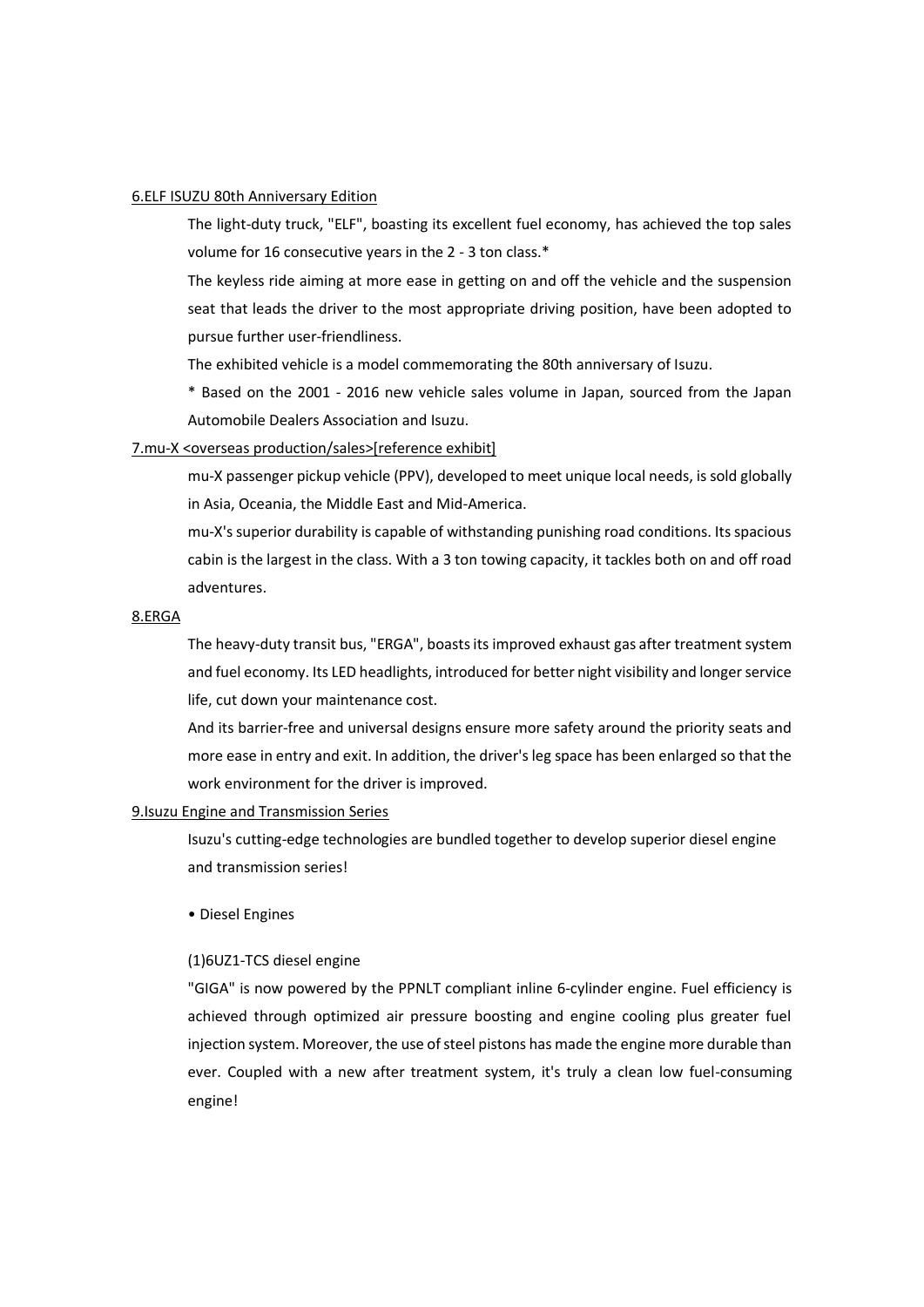## 6.ELF ISUZU 80th Anniversary Edition

The light-duty truck, "ELF", boasting its excellent fuel economy, has achieved the top sales volume for 16 consecutive years in the 2 - 3 ton class.*

The keyless ride aiming at more ease in getting on and off the vehicle and the suspension seat that leads the driver to the most appropriate driving position, have been adopted to pursue further user-friendliness.

The exhibited vehicle is a model commemorating the 80th anniversary of Isuzu.

* Based on the 2001 - 2016 new vehicle sales volume in Japan, sourced from the Japan Automobile Dealers Association and Isuzu.

## 7.mu-X <overseas production/sales>[reference exhibit]

mu-X passenger pickup vehicle (PPV), developed to meet unique local needs, is sold globally in Asia, Oceania, the Middle East and Mid-America.

mu-X's superior durability is capable of withstanding punishing road conditions. Its spacious cabin is the largest in the class. With a 3 ton towing capacity, it tackles both on and off road adventures.

## 8.ERGA

The heavy-duty transit bus, "ERGA", boasts its improved exhaust gas after treatment system and fuel economy. Its LED headlights, introduced for better night visibility and longer service life, cut down your maintenance cost.

And its barrier-free and universal designs ensure more safety around the priority seats and more ease in entry and exit. In addition, the driver's leg space has been enlarged so that the work environment for the driver is improved.

## 9.Isuzu Engine and Transmission Series

Isuzu's cutting-edge technologies are bundled together to develop superior diesel engine and transmission series!

• Diesel Engines

(1)6UZ1-TCS diesel engine

"GIGA" is now powered by the PPNLT compliant inline 6-cylinder engine. Fuel efficiency is achieved through optimized air pressure boosting and engine cooling plus greater fuel injection system. Moreover, the use of steel pistons has made the engine more durable than ever. Coupled with a new after treatment system, it's truly a clean low fuel-consuming engine!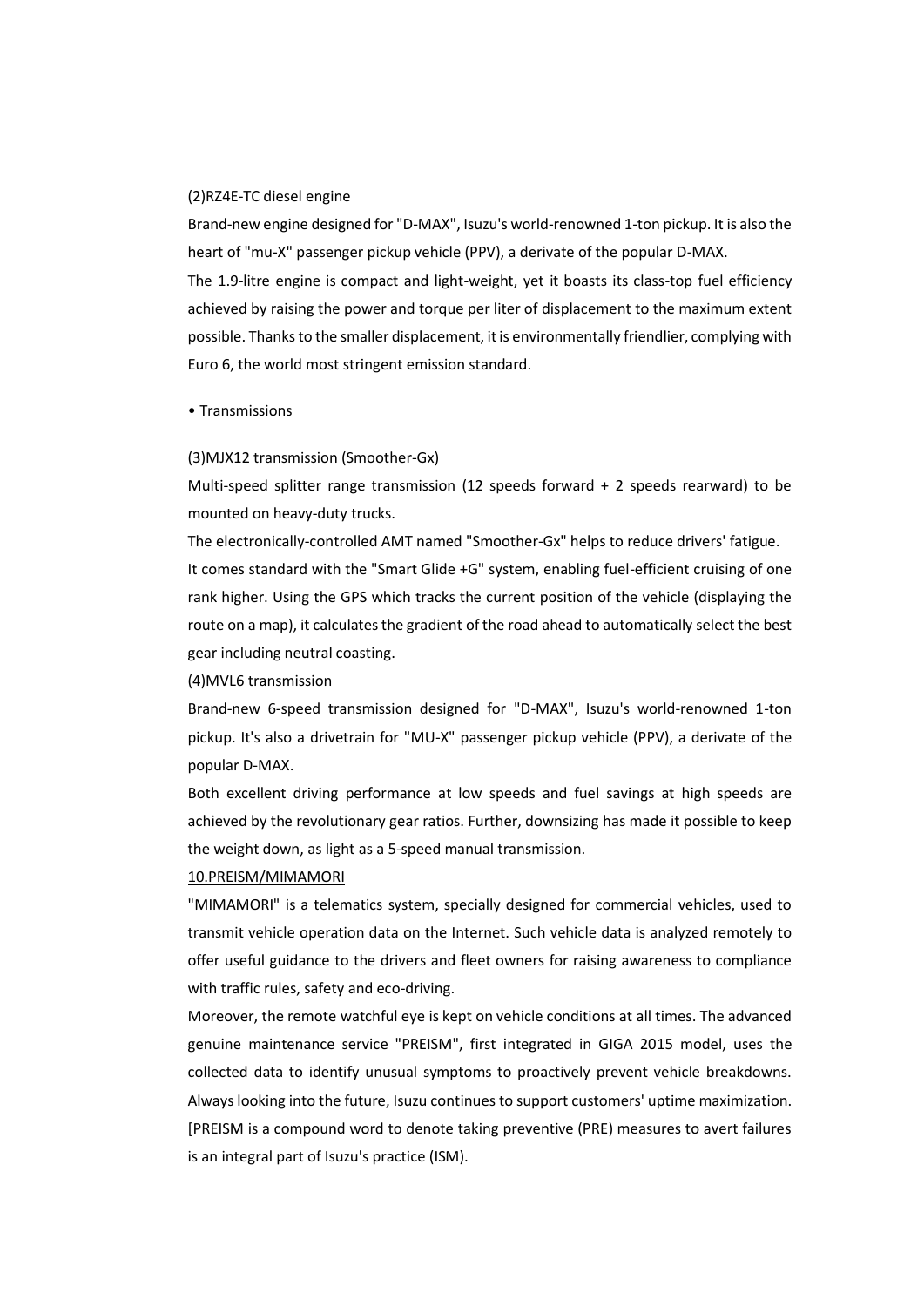(2)RZ4E-TC diesel engine

Brand-new engine designed for "D-MAX", Isuzu's world-renowned 1-ton pickup. It is also the heart of "mu-X" passenger pickup vehicle (PPV), a derivate of the popular D-MAX.

The 1.9-litre engine is compact and light-weight, yet it boasts its class-top fuel efficiency achieved by raising the power and torque per liter of displacement to the maximum extent possible. Thanks to the smaller displacement, it is environmentally friendlier, complying with Euro 6, the world most stringent emission standard.

• Transmissions

(3)MJX12 transmission (Smoother-Gx)

Multi-speed splitter range transmission (12 speeds forward + 2 speeds rearward) to be mounted on heavy-duty trucks.

The electronically-controlled AMT named "Smoother-Gx" helps to reduce drivers' fatigue.

It comes standard with the "Smart Glide +G" system, enabling fuel-efficient cruising of one rank higher. Using the GPS which tracks the current position of the vehicle (displaying the route on a map), it calculates the gradient of the road ahead to automatically select the best gear including neutral coasting.

(4)MVL6 transmission

Brand-new 6-speed transmission designed for "D-MAX", Isuzu's world-renowned 1-ton pickup. It's also a drivetrain for "MU-X" passenger pickup vehicle (PPV), a derivate of the popular D-MAX.

Both excellent driving performance at low speeds and fuel savings at high speeds are achieved by the revolutionary gear ratios. Further, downsizing has made it possible to keep the weight down, as light as a 5-speed manual transmission.

10.PREISM/MIMAMORI

"MIMAMORI" is a telematics system, specially designed for commercial vehicles, used to transmit vehicle operation data on the Internet. Such vehicle data is analyzed remotely to offer useful guidance to the drivers and fleet owners for raising awareness to compliance with traffic rules, safety and eco-driving.

Moreover, the remote watchful eye is kept on vehicle conditions at all times. The advanced genuine maintenance service "PREISM", first integrated in GIGA 2015 model, uses the collected data to identify unusual symptoms to proactively prevent vehicle breakdowns. Always looking into the future, Isuzu continues to support customers' uptime maximization.

[PREISM is a compound word to denote taking preventive (PRE) measures to avert failures is an integral part of Isuzu's practice (ISM).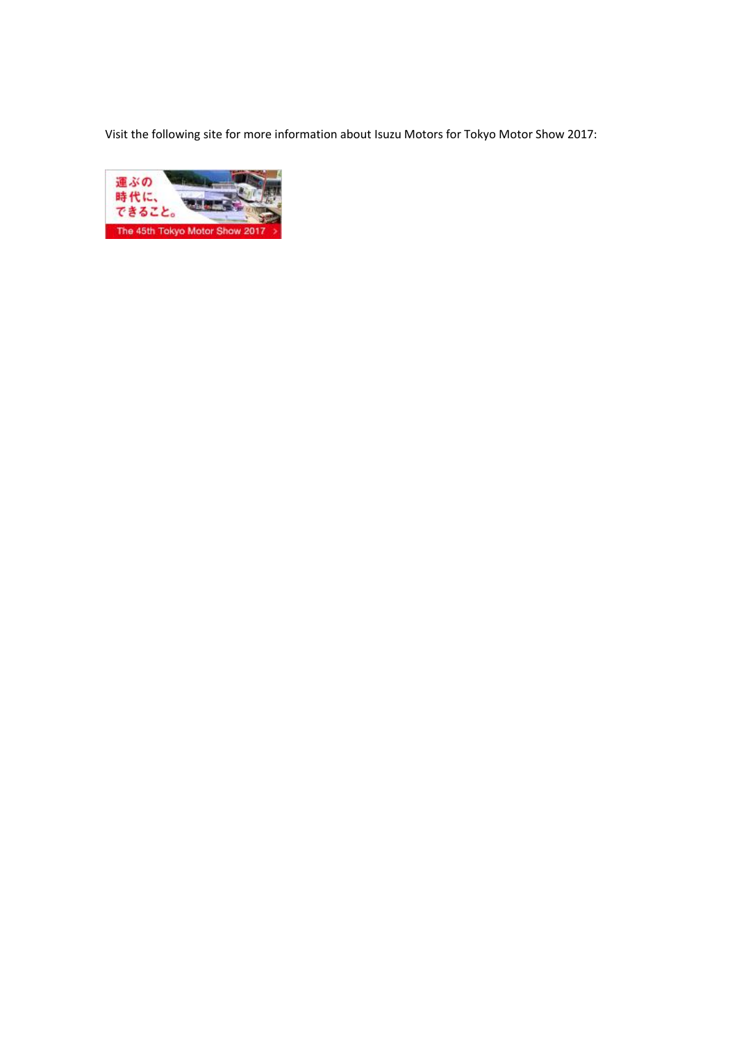Visit the following site for more information about Isuzu Motors for Tokyo Motor Show 2017:

運ぶの
時代に、
できること。

The 45th Tokyo Motor Show 2017 >